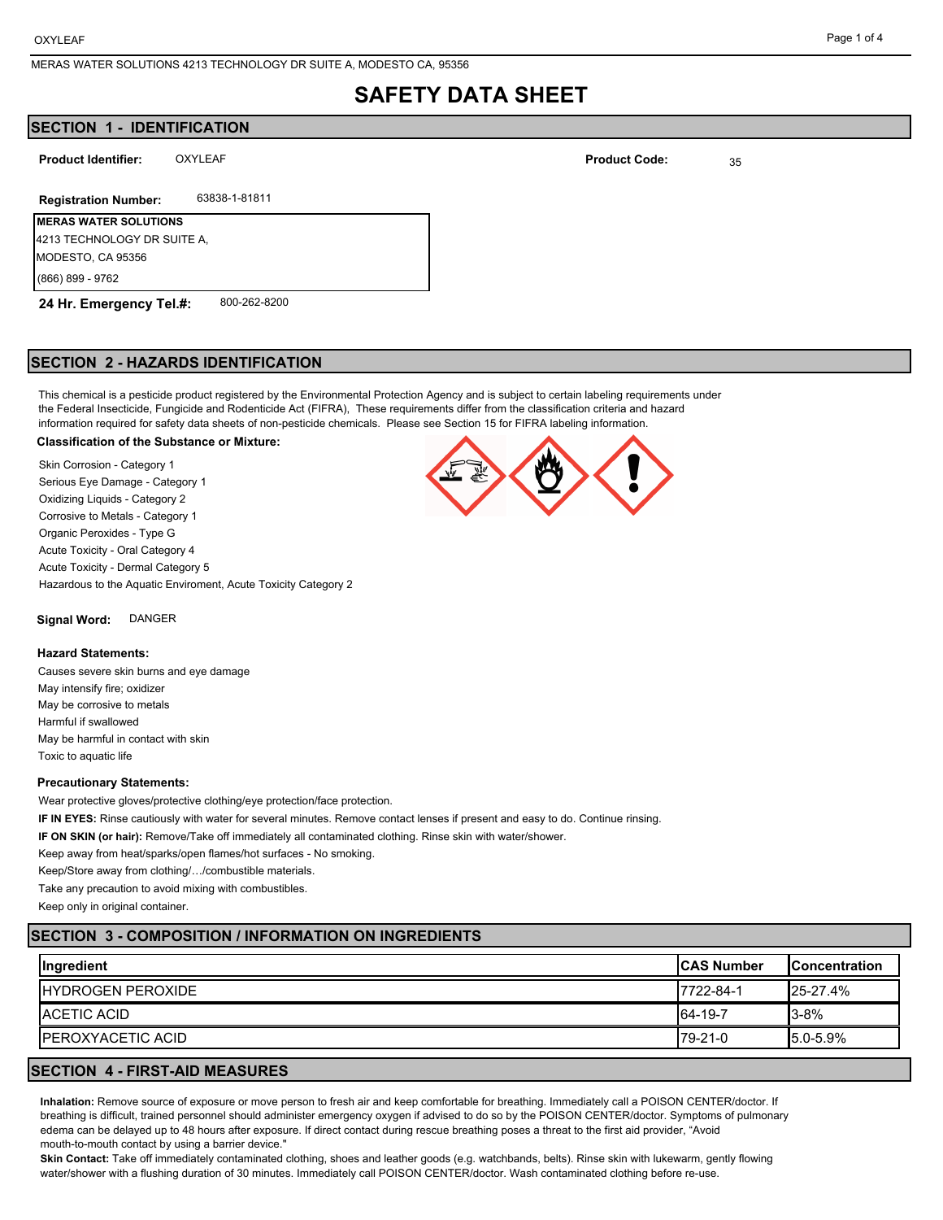# SAFETY DATA SHEET

## SECTION 1 - IDENTIFICATION

**Product Identifier:** OXYLEAF

**Product Code:** 35

**Registration Number:** 63838-1-81811

**MERAS WATER SOLUTIONS**
4213 TECHNOLOGY DR SUITE A,
MODESTO, CA 95356
(866) 899 - 9762

**24 Hr. Emergency Tel.#:** 800-262-8200

## SECTION 2 - HAZARDS IDENTIFICATION

This chemical is a pesticide product registered by the Environmental Protection Agency and is subject to certain labeling requirements under the Federal Insecticide, Fungicide and Rodenticide Act (FIFRA), These requirements differ from the classification criteria and hazard information required for safety data sheets of non-pesticide chemicals. Please see Section 15 for FIFRA labeling information.

**Classification of the Substance or Mixture:**

Skin Corrosion - Category 1
Serious Eye Damage - Category 1
Oxidizing Liquids - Category 2
Corrosive to Metals - Category 1
Organic Peroxides - Type G
Acute Toxicity - Oral Category 4
Acute Toxicity - Dermal Category 5
Hazardous to the Aquatic Enviroment, Acute Toxicity Category 2

**Signal Word:** DANGER

**Hazard Statements:**

Causes severe skin burns and eye damage
May intensify fire; oxidizer
May be corrosive to metals
Harmful if swallowed
May be harmful in contact with skin
Toxic to aquatic life

**Precautionary Statements:**

Wear protective gloves/protective clothing/eye protection/face protection.
**IF IN EYES:** Rinse cautiously with water for several minutes. Remove contact lenses if present and easy to do. Continue rinsing.
**IF ON SKIN (or hair):** Remove/Take off immediately all contaminated clothing. Rinse skin with water/shower.
Keep away from heat/sparks/open flames/hot surfaces - No smoking.
Keep/Store away from clothing/…/combustible materials.
Take any precaution to avoid mixing with combustibles.
Keep only in original container.

## SECTION 3 - COMPOSITION / INFORMATION ON INGREDIENTS

| Ingredient | CAS Number | Concentration |
|---|---|---|
| HYDROGEN PEROXIDE | 7722-84-1 | 25-27.4% |
| ACETIC ACID | 64-19-7 | 3-8% |
| PEROXYACETIC ACID | 79-21-0 | 5.0-5.9% |

## SECTION 4 - FIRST-AID MEASURES

**Inhalation:** Remove source of exposure or move person to fresh air and keep comfortable for breathing. Immediately call a POISON CENTER/doctor. If breathing is difficult, trained personnel should administer emergency oxygen if advised to do so by the POISON CENTER/doctor. Symptoms of pulmonary edema can be delayed up to 48 hours after exposure. If direct contact during rescue breathing poses a threat to the first aid provider, "Avoid mouth-to-mouth contact by using a barrier device."

**Skin Contact:** Take off immediately contaminated clothing, shoes and leather goods (e.g. watchbands, belts). Rinse skin with lukewarm, gently flowing water/shower with a flushing duration of 30 minutes. Immediately call POISON CENTER/doctor. Wash contaminated clothing before re-use.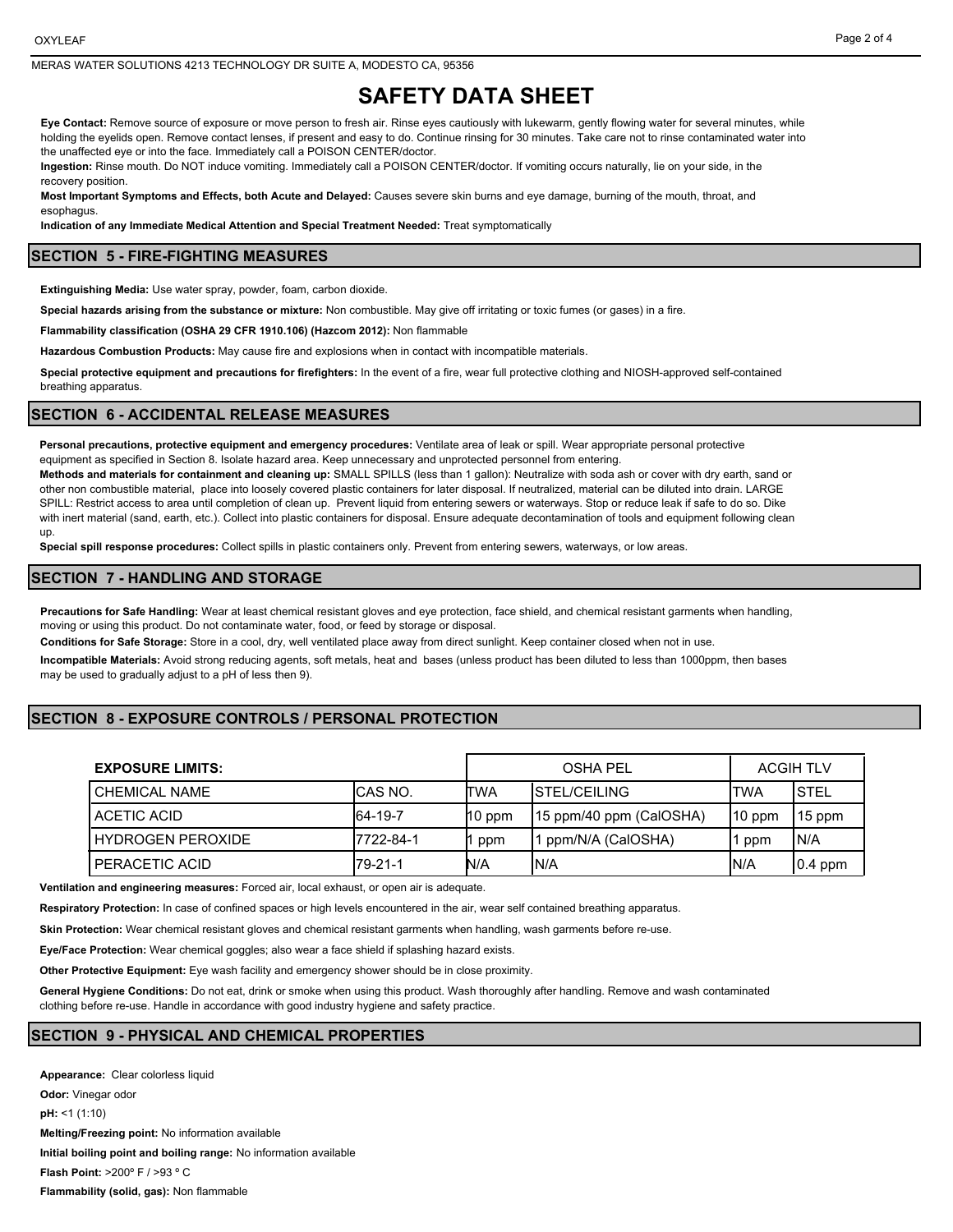# SAFETY DATA SHEET

**Eye Contact:** Remove source of exposure or move person to fresh air. Rinse eyes cautiously with lukewarm, gently flowing water for several minutes, while holding the eyelids open. Remove contact lenses, if present and easy to do. Continue rinsing for 30 minutes. Take care not to rinse contaminated water into the unaffected eye or into the face. Immediately call a POISON CENTER/doctor.

**Ingestion:** Rinse mouth. Do NOT induce vomiting. Immediately call a POISON CENTER/doctor. If vomiting occurs naturally, lie on your side, in the recovery position.

**Most Important Symptoms and Effects, both Acute and Delayed:** Causes severe skin burns and eye damage, burning of the mouth, throat, and esophagus.

**Indication of any Immediate Medical Attention and Special Treatment Needed:** Treat symptomatically

## SECTION 5 - FIRE-FIGHTING MEASURES

**Extinguishing Media:** Use water spray, powder, foam, carbon dioxide.

**Special hazards arising from the substance or mixture:** Non combustible. May give off irritating or toxic fumes (or gases) in a fire.

**Flammability classification (OSHA 29 CFR 1910.106) (Hazcom 2012):** Non flammable

**Hazardous Combustion Products:** May cause fire and explosions when in contact with incompatible materials.

**Special protective equipment and precautions for firefighters:** In the event of a fire, wear full protective clothing and NIOSH-approved self-contained breathing apparatus.

## SECTION 6 - ACCIDENTAL RELEASE MEASURES

**Personal precautions, protective equipment and emergency procedures:** Ventilate area of leak or spill. Wear appropriate personal protective equipment as specified in Section 8. Isolate hazard area. Keep unnecessary and unprotected personnel from entering.

**Methods and materials for containment and cleaning up:** SMALL SPILLS (less than 1 gallon): Neutralize with soda ash or cover with dry earth, sand or other non combustible material, place into loosely covered plastic containers for later disposal. If neutralized, material can be diluted into drain. LARGE SPILL: Restrict access to area until completion of clean up. Prevent liquid from entering sewers or waterways. Stop or reduce leak if safe to do so. Dike with inert material (sand, earth, etc.). Collect into plastic containers for disposal. Ensure adequate decontamination of tools and equipment following clean up.

**Special spill response procedures:** Collect spills in plastic containers only. Prevent from entering sewers, waterways, or low areas.

## SECTION 7 - HANDLING AND STORAGE

**Precautions for Safe Handling:** Wear at least chemical resistant gloves and eye protection, face shield, and chemical resistant garments when handling, moving or using this product. Do not contaminate water, food, or feed by storage or disposal.

**Conditions for Safe Storage:** Store in a cool, dry, well ventilated place away from direct sunlight. Keep container closed when not in use.

**Incompatible Materials:** Avoid strong reducing agents, soft metals, heat and bases (unless product has been diluted to less than 1000ppm, then bases may be used to gradually adjust to a pH of less then 9).

## SECTION 8 - EXPOSURE CONTROLS / PERSONAL PROTECTION

| EXPOSURE LIMITS: | | OSHA PEL | | ACGIH TLV | |
|---|---|---|---|---|---|
| CHEMICAL NAME | CAS NO. | TWA | STEL/CEILING | TWA | STEL |
| ACETIC ACID | 64-19-7 | 10 ppm | 15 ppm/40 ppm (CalOSHA) | 10 ppm | 15 ppm |
| HYDROGEN PEROXIDE | 7722-84-1 | 1 ppm | 1 ppm/N/A (CalOSHA) | 1 ppm | N/A |
| PERACETIC ACID | 79-21-1 | N/A | N/A | N/A | 0.4 ppm |

**Ventilation and engineering measures:** Forced air, local exhaust, or open air is adequate.

**Respiratory Protection:** In case of confined spaces or high levels encountered in the air, wear self contained breathing apparatus.

**Skin Protection:** Wear chemical resistant gloves and chemical resistant garments when handling, wash garments before re-use.

**Eye/Face Protection:** Wear chemical goggles; also wear a face shield if splashing hazard exists.

**Other Protective Equipment:** Eye wash facility and emergency shower should be in close proximity.

**General Hygiene Conditions:** Do not eat, drink or smoke when using this product. Wash thoroughly after handling. Remove and wash contaminated clothing before re-use. Handle in accordance with good industry hygiene and safety practice.

## SECTION 9 - PHYSICAL AND CHEMICAL PROPERTIES

**Appearance:** Clear colorless liquid

**Odor:** Vinegar odor

**pH:** <1 (1:10)

**Melting/Freezing point:** No information available

**Initial boiling point and boiling range:** No information available

**Flash Point:** >200º F / >93 º C

**Flammability (solid, gas):** Non flammable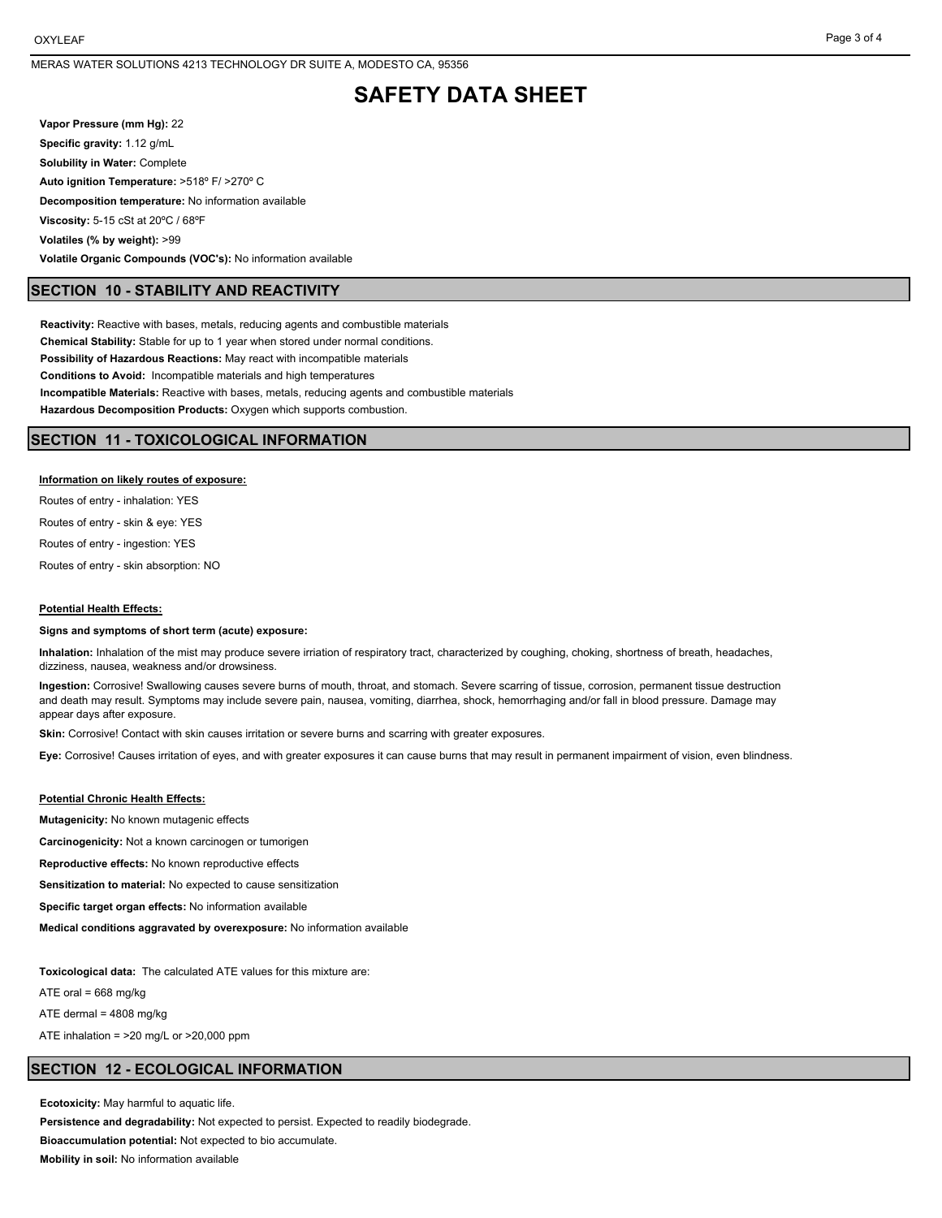**Vapor Pressure (mm Hg):** 22

**Specific gravity:** 1.12 g/mL

**Solubility in Water:** Complete

**Auto ignition Temperature:** >518º F/ >270º C

**Decomposition temperature:** No information available

**Viscosity:** 5-15 cSt at 20ºC / 68ºF

**Volatiles (% by weight):** >99

**Volatile Organic Compounds (VOC's):** No information available

## SECTION 10 - STABILITY AND REACTIVITY

**Reactivity:** Reactive with bases, metals, reducing agents and combustible materials

**Chemical Stability:** Stable for up to 1 year when stored under normal conditions.

**Possibility of Hazardous Reactions:** May react with incompatible materials

**Conditions to Avoid:** Incompatible materials and high temperatures

**Incompatible Materials:** Reactive with bases, metals, reducing agents and combustible materials

**Hazardous Decomposition Products:** Oxygen which supports combustion.

## SECTION 11 - TOXICOLOGICAL INFORMATION

**Information on likely routes of exposure:**

Routes of entry - inhalation: YES

Routes of entry - skin & eye: YES

Routes of entry - ingestion: YES

Routes of entry - skin absorption: NO

**Potential Health Effects:**

**Signs and symptoms of short term (acute) exposure:**

**Inhalation:** Inhalation of the mist may produce severe irriation of respiratory tract, characterized by coughing, choking, shortness of breath, headaches, dizziness, nausea, weakness and/or drowsiness.

**Ingestion:** Corrosive! Swallowing causes severe burns of mouth, throat, and stomach. Severe scarring of tissue, corrosion, permanent tissue destruction and death may result. Symptoms may include severe pain, nausea, vomiting, diarrhea, shock, hemorrhaging and/or fall in blood pressure. Damage may appear days after exposure.

**Skin:** Corrosive! Contact with skin causes irritation or severe burns and scarring with greater exposures.

**Eye:** Corrosive! Causes irritation of eyes, and with greater exposures it can cause burns that may result in permanent impairment of vision, even blindness.

**Potential Chronic Health Effects:**

**Mutagenicity:** No known mutagenic effects

**Carcinogenicity:** Not a known carcinogen or tumorigen

**Reproductive effects:** No known reproductive effects

**Sensitization to material:** No expected to cause sensitization

**Specific target organ effects:** No information available

**Medical conditions aggravated by overexposure:** No information available

**Toxicological data:** The calculated ATE values for this mixture are:

ATE oral = 668 mg/kg

ATE dermal = 4808 mg/kg

ATE inhalation = >20 mg/L or >20,000 ppm

## SECTION 12 - ECOLOGICAL INFORMATION

**Ecotoxicity:** May harmful to aquatic life.

**Persistence and degradability:** Not expected to persist. Expected to readily biodegrade.

**Bioaccumulation potential:** Not expected to bio accumulate.

**Mobility in soil:** No information available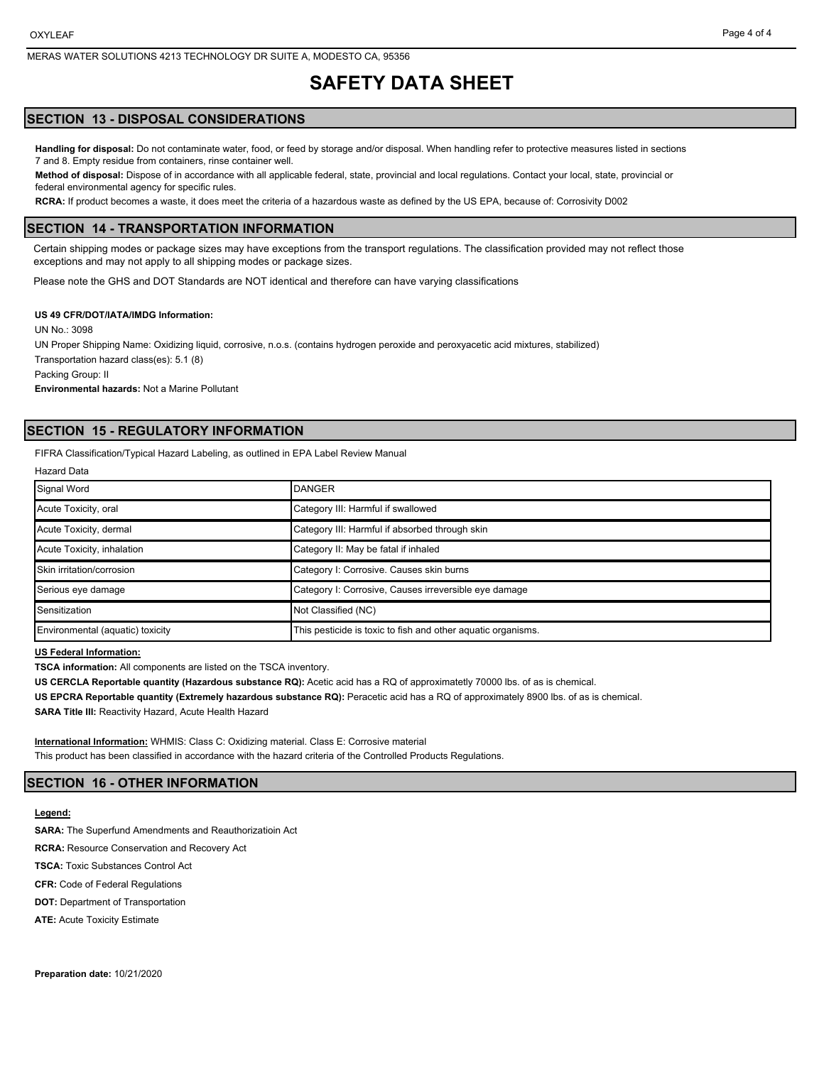# SAFETY DATA SHEET

## SECTION 13 - DISPOSAL CONSIDERATIONS

**Handling for disposal:** Do not contaminate water, food, or feed by storage and/or disposal. When handling refer to protective measures listed in sections 7 and 8. Empty residue from containers, rinse container well.

**Method of disposal:** Dispose of in accordance with all applicable federal, state, provincial and local regulations. Contact your local, state, provincial or federal environmental agency for specific rules.

**RCRA:** If product becomes a waste, it does meet the criteria of a hazardous waste as defined by the US EPA, because of: Corrosivity D002

## SECTION 14 - TRANSPORTATION INFORMATION

Certain shipping modes or package sizes may have exceptions from the transport regulations. The classification provided may not reflect those exceptions and may not apply to all shipping modes or package sizes.

Please note the GHS and DOT Standards are NOT identical and therefore can have varying classifications

**US 49 CFR/DOT/IATA/IMDG Information:**

UN No.: 3098

UN Proper Shipping Name: Oxidizing liquid, corrosive, n.o.s. (contains hydrogen peroxide and peroxyacetic acid mixtures, stabilized)

Transportation hazard class(es): 5.1 (8)

Packing Group: II

**Environmental hazards:** Not a Marine Pollutant

## SECTION 15 - REGULATORY INFORMATION

FIFRA Classification/Typical Hazard Labeling, as outlined in EPA Label Review Manual

Hazard Data

| | |
|---|---|
| Signal Word | DANGER |
| Acute Toxicity, oral | Category III: Harmful if swallowed |
| Acute Toxicity, dermal | Category III: Harmful if absorbed through skin |
| Acute Toxicity, inhalation | Category II: May be fatal if inhaled |
| Skin irritation/corrosion | Category I: Corrosive. Causes skin burns |
| Serious eye damage | Category I: Corrosive, Causes irreversible eye damage |
| Sensitization | Not Classified (NC) |
| Environmental (aquatic) toxicity | This pesticide is toxic to fish and other aquatic organisms. |

**US Federal Information:**

**TSCA information:** All components are listed on the TSCA inventory.

**US CERCLA Reportable quantity (Hazardous substance RQ):** Acetic acid has a RQ of approximatetly 70000 lbs. of as is chemical.

**US EPCRA Reportable quantity (Extremely hazardous substance RQ):** Peracetic acid has a RQ of approximately 8900 lbs. of as is chemical.

**SARA Title III:** Reactivity Hazard, Acute Health Hazard

**International Information:** WHMIS: Class C: Oxidizing material. Class E: Corrosive material

This product has been classified in accordance with the hazard criteria of the Controlled Products Regulations.

## SECTION 16 - OTHER INFORMATION

**Legend:**

**SARA:** The Superfund Amendments and Reauthorizatioin Act

**RCRA:** Resource Conservation and Recovery Act

**TSCA:** Toxic Substances Control Act

**CFR:** Code of Federal Regulations

**DOT:** Department of Transportation

**ATE:** Acute Toxicity Estimate

**Preparation date:** 10/21/2020